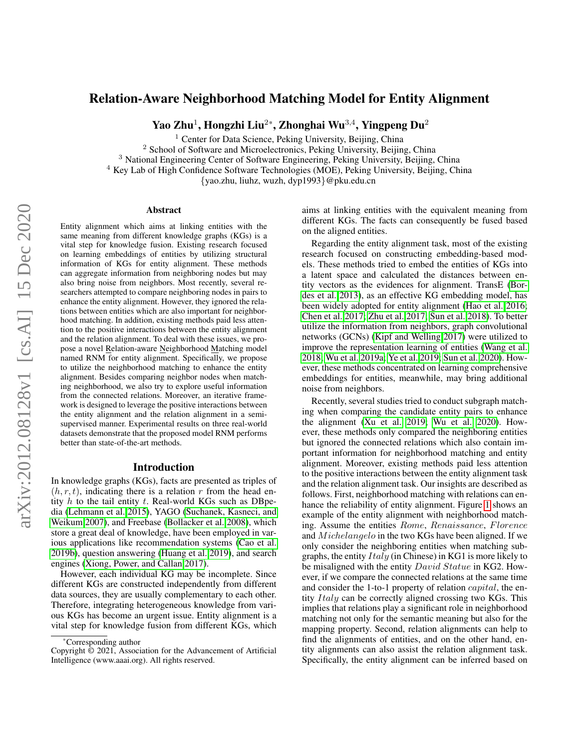# Relation-Aware Neighborhood Matching Model for Entity Alignment

**Yao Zhu**[1], **Hongzhi Liu**[2*], **Zhonghai Wu**[3,4], **Yingpeng Du**[2]

[1] Center for Data Science, Peking University, Beijing, China
[2] School of Software and Microelectronics, Peking University, Beijing, China
[3] National Engineering Center of Software Engineering, Peking University, Beijing, China
[4] Key Lab of High Confidence Software Technologies (MOE), Peking University, Beijing, China
{yao.zhu, liuhz, wuzh, dyp1993}@pku.edu.cn

## Abstract

Entity alignment which aims at linking entities with the same meaning from different knowledge graphs (KGs) is a vital step for knowledge fusion. Existing research focused on learning embeddings of entities by utilizing structural information of KGs for entity alignment. These methods can aggregate information from neighboring nodes but may also bring noise from neighbors. Most recently, several researchers attempted to compare neighboring nodes in pairs to enhance the entity alignment. However, they ignored the relations between entities which are also important for neighborhood matching. In addition, existing methods paid less attention to the positive interactions between the entity alignment and the relation alignment. To deal with these issues, we propose a novel Relation-aware Neighborhood Matching model named RNM for entity alignment. Specifically, we propose to utilize the neighborhood matching to enhance the entity alignment. Besides comparing neighbor nodes when matching neighborhood, we also try to explore useful information from the connected relations. Moreover, an iterative framework is designed to leverage the positive interactions between the entity alignment and the relation alignment in a semi-supervised manner. Experimental results on three real-world datasets demonstrate that the proposed model RNM performs better than state-of-the-art methods.

## Introduction

In knowledge graphs (KGs), facts are presented as triples of $(h, r, t)$, indicating there is a relation $r$ from the head entity $h$ to the tail entity $t$. Real-world KGs such as DBpedia (Lehmann et al. 2015), YAGO (Suchanek, Kasneci, and Weikum 2007), and Freebase (Bollacker et al. 2008), which store a great deal of knowledge, have been employed in various applications like recommendation systems (Cao et al. 2019b), question answering (Huang et al. 2019), and search engines (Xiong, Power, and Callan 2017).

However, each individual KG may be incomplete. Since different KGs are constructed independently from different data sources, they are usually complementary to each other. Therefore, integrating heterogeneous knowledge from various KGs has become an urgent issue. Entity alignment is a vital step for knowledge fusion from different KGs, which aims at linking entities with the equivalent meaning from different KGs. The facts can consequently be fused based on the aligned entities.

Regarding the entity alignment task, most of the existing research focused on constructing embedding-based models. These methods tried to embed the entities of KGs into a latent space and calculated the distances between entity vectors as the evidences for alignment. TransE (Bordes et al. 2013), as an effective KG embedding model, has been widely adopted for entity alignment (Hao et al. 2016; Chen et al. 2017; Zhu et al. 2017; Sun et al. 2018). To better utilize the information from neighbors, graph convolutional networks (GCNs) (Kipf and Welling 2017) were utilized to improve the representation learning of entities (Wang et al. 2018; Wu et al. 2019a; Ye et al. 2019; Sun et al. 2020). However, these methods concentrated on learning comprehensive embeddings for entities, meanwhile, may bring additional noise from neighbors.

Recently, several studies tried to conduct subgraph matching when comparing the candidate entity pairs to enhance the alignment (Xu et al. 2019; Wu et al. 2020). However, these methods only compared the neighboring entities but ignored the connected relations which also contain important information for neighborhood matching and entity alignment. Moreover, existing methods paid less attention to the positive interactions between the entity alignment task and the relation alignment task. Our insights are described as follows. First, neighborhood matching with relations can enhance the reliability of entity alignment. Figure 1 shows an example of the entity alignment with neighborhood matching. Assume the entities $Rome$, $Renaissance$, $Florence$ and $Michelangelo$ in the two KGs have been aligned. If we only consider the neighboring entities when matching subgraphs, the entity $Italy$ (in Chinese) in KG1 is more likely to be misaligned with the entity $David\ Statue$ in KG2. However, if we compare the connected relations at the same time and consider the 1-to-1 property of relation $capital$, the entity $Italy$ can be correctly aligned crossing two KGs. This implies that relations play a significant role in neighborhood matching not only for the semantic meaning but also for the mapping property. Second, relation alignments can help to find the alignments of entities, and on the other hand, entity alignments can also assist the relation alignment task. Specifically, the entity alignment can be inferred based on

*Corresponding author

Copyright © 2021, Association for the Advancement of Artificial Intelligence (www.aaai.org). All rights reserved.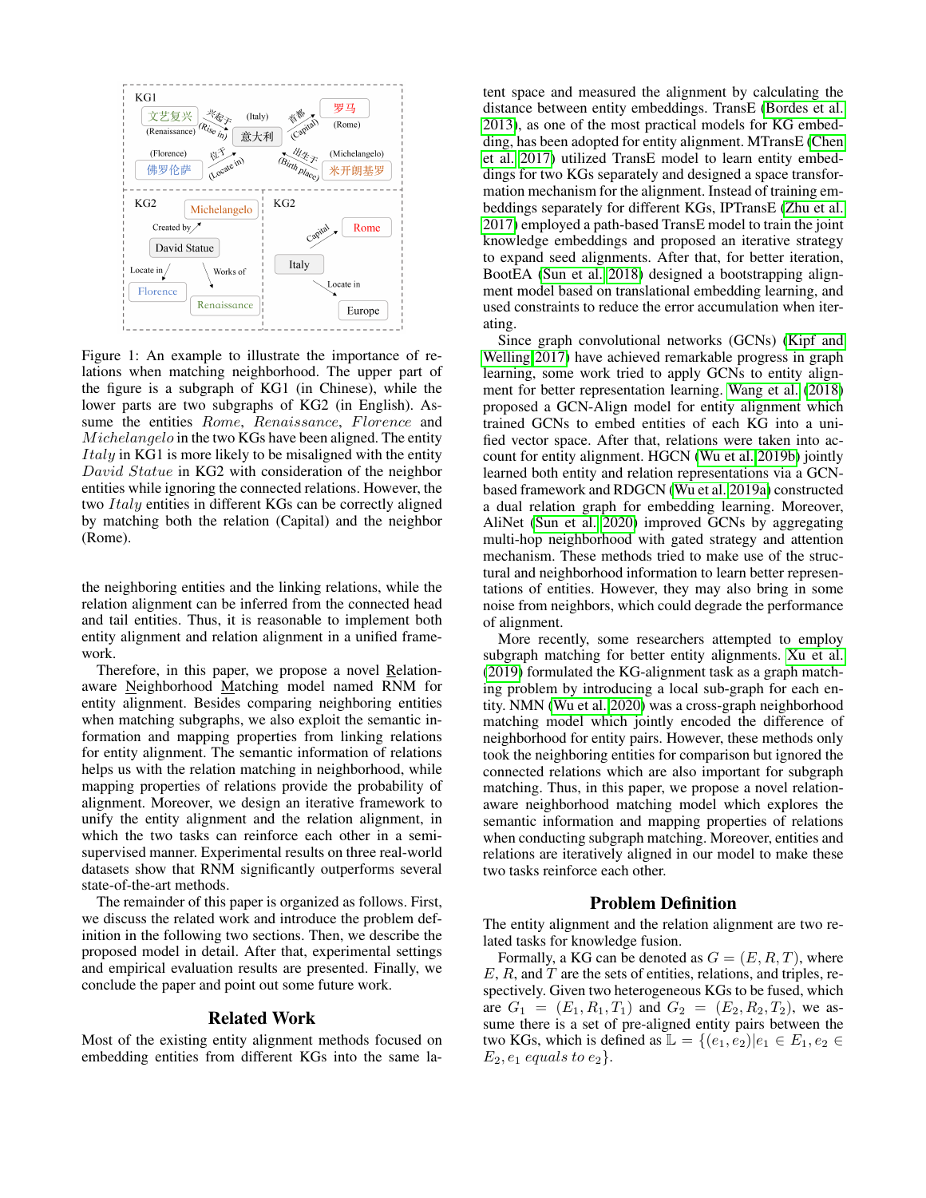Figure 1: An example to illustrate the importance of relations when matching neighborhood. The upper part of the figure is a subgraph of KG1 (in Chinese), while the lower parts are two subgraphs of KG2 (in English). Assume the entities *Rome*, *Renaissance*, *Florence* and *Michelangelo* in the two KGs have been aligned. The entity *Italy* in KG1 is more likely to be misaligned with the entity *David Statue* in KG2 with consideration of the neighbor entities while ignoring the connected relations. However, the two *Italy* entities in different KGs can be correctly aligned by matching both the relation (Capital) and the neighbor (Rome).

the neighboring entities and the linking relations, while the relation alignment can be inferred from the connected head and tail entities. Thus, it is reasonable to implement both entity alignment and relation alignment in a unified framework.

Therefore, in this paper, we propose a novel Relation-aware Neighborhood Matching model named RNM for entity alignment. Besides comparing neighboring entities when matching subgraphs, we also exploit the semantic information and mapping properties from linking relations for entity alignment. The semantic information of relations helps us with the relation matching in neighborhood, while mapping properties of relations provide the probability of alignment. Moreover, we design an iterative framework to unify the entity alignment and the relation alignment, in which the two tasks can reinforce each other in a semi-supervised manner. Experimental results on three real-world datasets show that RNM significantly outperforms several state-of-the-art methods.

The remainder of this paper is organized as follows. First, we discuss the related work and introduce the problem definition in the following two sections. Then, we describe the proposed model in detail. After that, experimental settings and empirical evaluation results are presented. Finally, we conclude the paper and point out some future work.

## Related Work

Most of the existing entity alignment methods focused on embedding entities from different KGs into the same latent space and measured the alignment by calculating the distance between entity embeddings. TransE (Bordes et al. 2013), as one of the most practical models for KG embedding, has been adopted for entity alignment. MTransE (Chen et al. 2017) utilized TransE model to learn entity embeddings for two KGs separately and designed a space transformation mechanism for the alignment. Instead of training embeddings separately for different KGs, IPTransE (Zhu et al. 2017) employed a path-based TransE model to train the joint knowledge embeddings and proposed an iterative strategy to expand seed alignments. After that, for better iteration, BootEA (Sun et al. 2018) designed a bootstrapping alignment model based on translational embedding learning, and used constraints to reduce the error accumulation when iterating.

Since graph convolutional networks (GCNs) (Kipf and Welling 2017) have achieved remarkable progress in graph learning, some work tried to apply GCNs to entity alignment for better representation learning. Wang et al. (2018) proposed a GCN-Align model for entity alignment which trained GCNs to embed entities of each KG into a unified vector space. After that, relations were taken into account for entity alignment. HGCN (Wu et al. 2019b) jointly learned both entity and relation representations via a GCN-based framework and RDGCN (Wu et al. 2019a) constructed a dual relation graph for embedding learning. Moreover, AliNet (Sun et al. 2020) improved GCNs by aggregating multi-hop neighborhood with gated strategy and attention mechanism. These methods tried to make use of the structural and neighborhood information to learn better representations of entities. However, they may also bring in some noise from neighbors, which could degrade the performance of alignment.

More recently, some researchers attempted to employ subgraph matching for better entity alignments. Xu et al. (2019) formulated the KG-alignment task as a graph matching problem by introducing a local sub-graph for each entity. NMN (Wu et al. 2020) was a cross-graph neighborhood matching model which jointly encoded the difference of neighborhood for entity pairs. However, these methods only took the neighboring entities for comparison but ignored the connected relations which are also important for subgraph matching. Thus, in this paper, we propose a novel relation-aware neighborhood matching model which explores the semantic information and mapping properties of relations when conducting subgraph matching. Moreover, entities and relations are iteratively aligned in our model to make these two tasks reinforce each other.

## Problem Definition

The entity alignment and the relation alignment are two related tasks for knowledge fusion.

Formally, a KG can be denoted as $G = (E, R, T)$, where $E$, $R$, and $T$ are the sets of entities, relations, and triples, respectively. Given two heterogeneous KGs to be fused, which are $G_1 = (E_1, R_1, T_1)$ and $G_2 = (E_2, R_2, T_2)$, we assume there is a set of pre-aligned entity pairs between the two KGs, which is defined as $\mathbb{L} = \{(e_1, e_2) | e_1 \in E_1, e_2 \in E_2, e_1 \; equals \; to \; e_2\}$.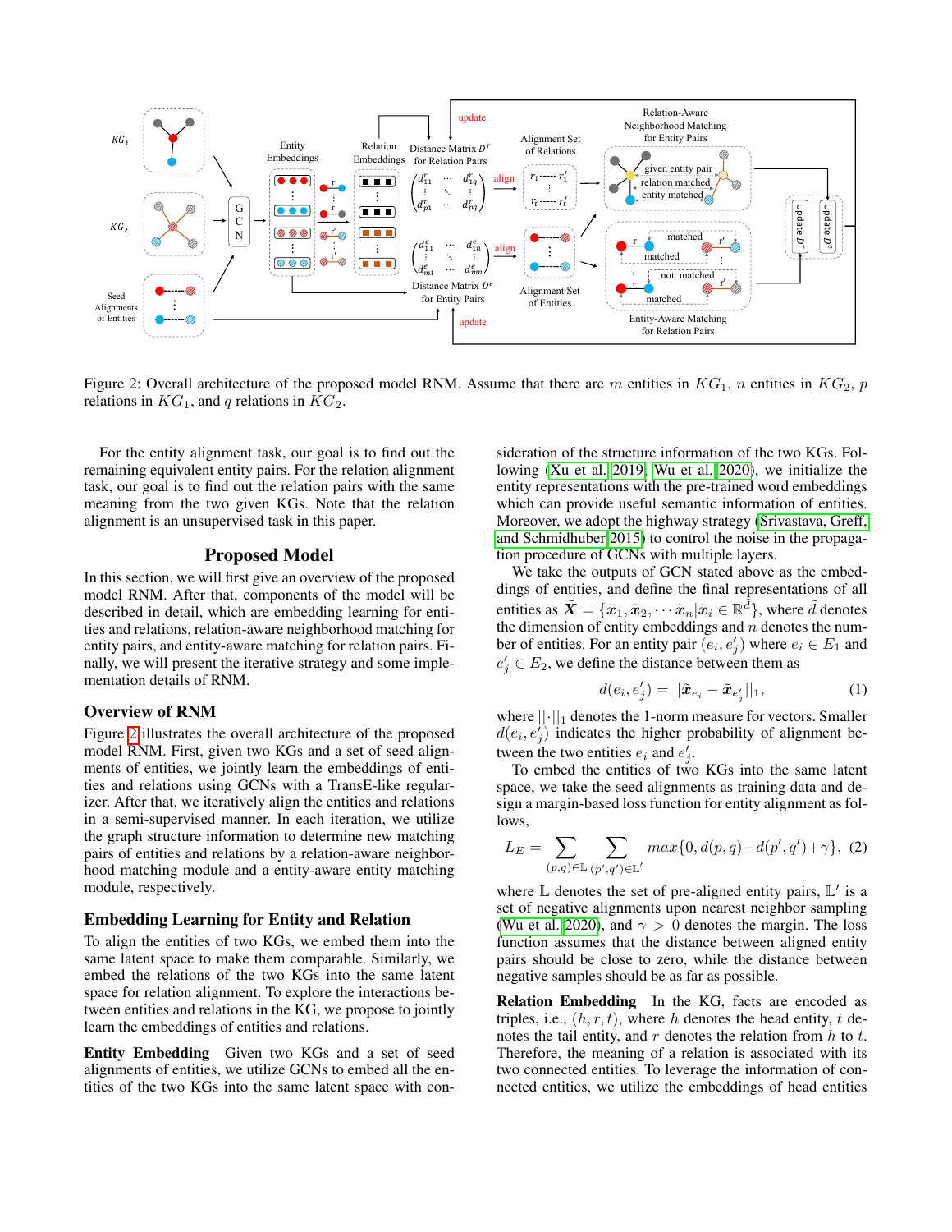Figure 2: Overall architecture of the proposed model RNM. Assume that there are $m$ entities in $KG_1$, $n$ entities in $KG_2$, $p$ relations in $KG_1$, and $q$ relations in $KG_2$.

For the entity alignment task, our goal is to find out the remaining equivalent entity pairs. For the relation alignment task, our goal is to find out the relation pairs with the same meaning from the two given KGs. Note that the relation alignment is an unsupervised task in this paper.

## Proposed Model

In this section, we will first give an overview of the proposed model RNM. After that, components of the model will be described in detail, which are embedding learning for entities and relations, relation-aware neighborhood matching for entity pairs, and entity-aware matching for relation pairs. Finally, we will present the iterative strategy and some implementation details of RNM.

### Overview of RNM

Figure 2 illustrates the overall architecture of the proposed model RNM. First, given two KGs and a set of seed alignments of entities, we jointly learn the embeddings of entities and relations using GCNs with a TransE-like regularizer. After that, we iteratively align the entities and relations in a semi-supervised manner. In each iteration, we utilize the graph structure information to determine new matching pairs of entities and relations by a relation-aware neighborhood matching module and a entity-aware entity matching module, respectively.

### Embedding Learning for Entity and Relation

To align the entities of two KGs, we embed them into the same latent space to make them comparable. Similarly, we embed the relations of the two KGs into the same latent space for relation alignment. To explore the interactions between entities and relations in the KG, we propose to jointly learn the embeddings of entities and relations.

**Entity Embedding** Given two KGs and a set of seed alignments of entities, we utilize GCNs to embed all the entities of the two KGs into the same latent space with consideration of the structure information of the two KGs. Following (Xu et al. 2019; Wu et al. 2020), we initialize the entity representations with the pre-trained word embeddings which can provide useful semantic information of entities. Moreover, we adopt the highway strategy (Srivastava, Greff, and Schmidhuber 2015) to control the noise in the propagation procedure of GCNs with multiple layers.

We take the outputs of GCN stated above as the embeddings of entities, and define the final representations of all entities as $\tilde{\boldsymbol{X}} = \{\tilde{\boldsymbol{x}}_1, \tilde{\boldsymbol{x}}_2, \cdots \tilde{\boldsymbol{x}}_n | \tilde{\boldsymbol{x}}_i \in \mathbb{R}^{\tilde{d}}\}$, where $\tilde{d}$ denotes the dimension of entity embeddings and $n$ denotes the number of entities. For an entity pair $(e_i, e'_j)$ where $e_i \in E_1$ and $e'_j \in E_2$, we define the distance between them as

$$d(e_i, e'_j) = ||\tilde{\boldsymbol{x}}_{e_i} - \tilde{\boldsymbol{x}}_{e'_j}||_1, \tag{1}$$

where $||\cdot||_1$ denotes the 1-norm measure for vectors. Smaller $d(e_i, e'_j)$ indicates the higher probability of alignment between the two entities $e_i$ and $e'_j$.

To embed the entities of two KGs into the same latent space, we take the seed alignments as training data and design a margin-based loss function for entity alignment as follows,

$$L_E = \sum_{(p,q)\in\mathbb{L}} \sum_{(p',q')\in\mathbb{L}'} max\{0, d(p,q) - d(p',q') + \gamma\}, \tag{2}$$

where $\mathbb{L}$ denotes the set of pre-aligned entity pairs, $\mathbb{L}'$ is a set of negative alignments upon nearest neighbor sampling (Wu et al. 2020), and $\gamma > 0$ denotes the margin. The loss function assumes that the distance between aligned entity pairs should be close to zero, while the distance between negative samples should be as far as possible.

**Relation Embedding** In the KG, facts are encoded as triples, i.e., $(h, r, t)$, where $h$ denotes the head entity, $t$ denotes the tail entity, and $r$ denotes the relation from $h$ to $t$. Therefore, the meaning of a relation is associated with its two connected entities. To leverage the information of connected entities, we utilize the embeddings of head entities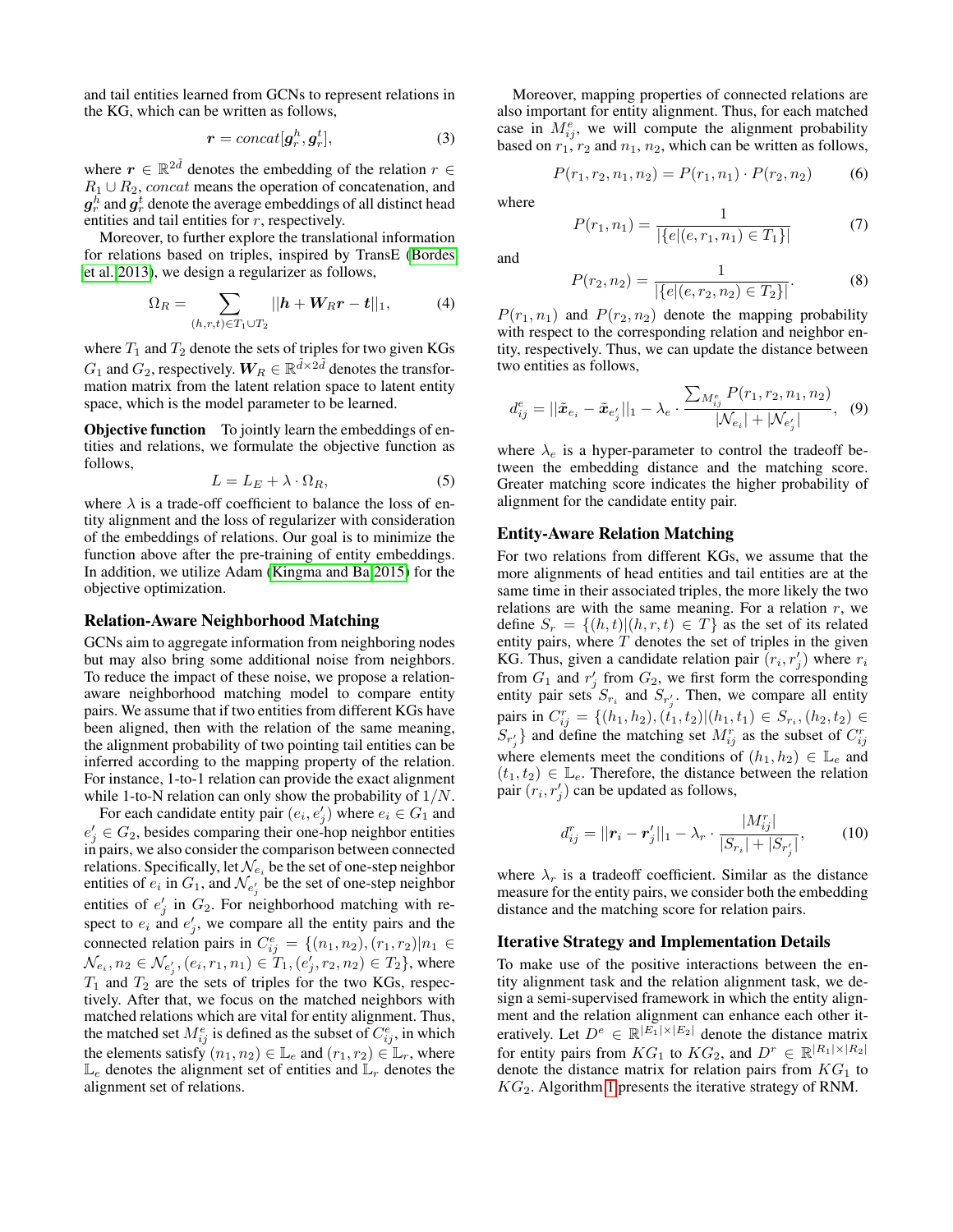and tail entities learned from GCNs to represent relations in the KG, which can be written as follows,

$$\boldsymbol{r} = concat[\boldsymbol{g}_r^h, \boldsymbol{g}_r^t], \tag{3}$$

where $\boldsymbol{r} \in \mathbb{R}^{2\tilde{d}}$ denotes the embedding of the relation $r \in R_1 \cup R_2$, $concat$ means the operation of concatenation, and $\boldsymbol{g}_r^h$ and $\boldsymbol{g}_r^t$ denote the average embeddings of all distinct head entities and tail entities for $r$, respectively.

Moreover, to further explore the translational information for relations based on triples, inspired by TransE (Bordes et al. 2013), we design a regularizer as follows,

$$\Omega_R = \sum_{(h,r,t) \in T_1 \cup T_2} ||\boldsymbol{h} + \boldsymbol{W}_R \boldsymbol{r} - \boldsymbol{t}||_1, \tag{4}$$

where $T_1$ and $T_2$ denote the sets of triples for two given KGs $G_1$ and $G_2$, respectively. $\boldsymbol{W}_R \in \mathbb{R}^{\tilde{d} \times 2\tilde{d}}$ denotes the transformation matrix from the latent relation space to latent entity space, which is the model parameter to be learned.

**Objective function** To jointly learn the embeddings of entities and relations, we formulate the objective function as follows,

$$L = L_E + \lambda \cdot \Omega_R, \tag{5}$$

where $\lambda$ is a trade-off coefficient to balance the loss of entity alignment and the loss of regularizer with consideration of the embeddings of relations. Our goal is to minimize the function above after the pre-training of entity embeddings. In addition, we utilize Adam (Kingma and Ba 2015) for the objective optimization.

## Relation-Aware Neighborhood Matching

GCNs aim to aggregate information from neighboring nodes but may also bring some additional noise from neighbors. To reduce the impact of these noise, we propose a relation-aware neighborhood matching model to compare entity pairs. We assume that if two entities from different KGs have been aligned, then with the relation of the same meaning, the alignment probability of two pointing tail entities can be inferred according to the mapping property of the relation. For instance, 1-to-1 relation can provide the exact alignment while 1-to-N relation can only show the probability of $1/N$.

For each candidate entity pair $(e_i, e'_j)$ where $e_i \in G_1$ and $e'_j \in G_2$, besides comparing their one-hop neighbor entities in pairs, we also consider the comparison between connected relations. Specifically, let $\mathcal{N}_{e_i}$ be the set of one-step neighbor entities of $e_i$ in $G_1$, and $\mathcal{N}_{e'_j}$ be the set of one-step neighbor entities of $e'_j$ in $G_2$. For neighborhood matching with respect to $e_i$ and $e'_j$, we compare all the entity pairs and the connected relation pairs in $C^e_{ij} = \{(n_1, n_2), (r_1, r_2) | n_1 \in \mathcal{N}_{e_i}, n_2 \in \mathcal{N}_{e'_j}, (e_i, r_1, n_1) \in T_1, (e'_j, r_2, n_2) \in T_2\}$, where $T_1$ and $T_2$ are the sets of triples for the two KGs, respectively. After that, we focus on the matched neighbors with matched relations which are vital for entity alignment. Thus, the matched set $M^e_{ij}$ is defined as the subset of $C^e_{ij}$, in which the elements satisfy $(n_1, n_2) \in \mathbb{L}_e$ and $(r_1, r_2) \in \mathbb{L}_r$, where $\mathbb{L}_e$ denotes the alignment set of entities and $\mathbb{L}_r$ denotes the alignment set of relations.

Moreover, mapping properties of connected relations are also important for entity alignment. Thus, for each matched case in $M^e_{ij}$, we will compute the alignment probability based on $r_1$, $r_2$ and $n_1$, $n_2$, which can be written as follows,

$$P(r_1, r_2, n_1, n_2) = P(r_1, n_1) \cdot P(r_2, n_2) \tag{6}$$

where

$$P(r_1, n_1) = \frac{1}{|\{e | (e, r_1, n_1) \in T_1\}|} \tag{7}$$

and

$$P(r_2, n_2) = \frac{1}{|\{e | (e, r_2, n_2) \in T_2\}|}. \tag{8}$$

$P(r_1, n_1)$ and $P(r_2, n_2)$ denote the mapping probability with respect to the corresponding relation and neighbor entity, respectively. Thus, we can update the distance between two entities as follows,

$$d^e_{ij} = ||\tilde{\boldsymbol{x}}_{e_i} - \tilde{\boldsymbol{x}}_{e'_j}||_1 - \lambda_e \cdot \frac{\sum_{M^e_{ij}} P(r_1, r_2, n_1, n_2)}{|\mathcal{N}_{e_i}| + |\mathcal{N}_{e'_j}|}, \tag{9}$$

where $\lambda_e$ is a hyper-parameter to control the tradeoff between the embedding distance and the matching score. Greater matching score indicates the higher probability of alignment for the candidate entity pair.

## Entity-Aware Relation Matching

For two relations from different KGs, we assume that the more alignments of head entities and tail entities are at the same time in their associated triples, the more likely the two relations are with the same meaning. For a relation $r$, we define $S_r = \{(h, t) | (h, r, t) \in T\}$ as the set of its related entity pairs, where $T$ denotes the set of triples in the given KG. Thus, given a candidate relation pair $(r_i, r'_j)$ where $r_i$ from $G_1$ and $r'_j$ from $G_2$, we first form the corresponding entity pair sets $S_{r_i}$ and $S_{r'_j}$. Then, we compare all entity pairs in $C^r_{ij} = \{(h_1, h_2), (t_1, t_2) | (h_1, t_1) \in S_{r_i}, (h_2, t_2) \in S_{r'_j}\}$ and define the matching set $M^r_{ij}$ as the subset of $C^r_{ij}$ where elements meet the conditions of $(h_1, h_2) \in \mathbb{L}_e$ and $(t_1, t_2) \in \mathbb{L}_e$. Therefore, the distance between the relation pair $(r_i, r'_j)$ can be updated as follows,

$$d^r_{ij} = ||\boldsymbol{r}_i - \boldsymbol{r}'_j||_1 - \lambda_r \cdot \frac{|M^r_{ij}|}{|S_{r_i}| + |S_{r'_j}|}, \tag{10}$$

where $\lambda_r$ is a tradeoff coefficient. Similar as the distance measure for the entity pairs, we consider both the embedding distance and the matching score for relation pairs.

## Iterative Strategy and Implementation Details

To make use of the positive interactions between the entity alignment task and the relation alignment task, we design a semi-supervised framework in which the entity alignment and the relation alignment can enhance each other iteratively. Let $D^e \in \mathbb{R}^{|E_1| \times |E_2|}$ denote the distance matrix for entity pairs from $KG_1$ to $KG_2$, and $D^r \in \mathbb{R}^{|R_1| \times |R_2|}$ denote the distance matrix for relation pairs from $KG_1$ to $KG_2$. Algorithm 1 presents the iterative strategy of RNM.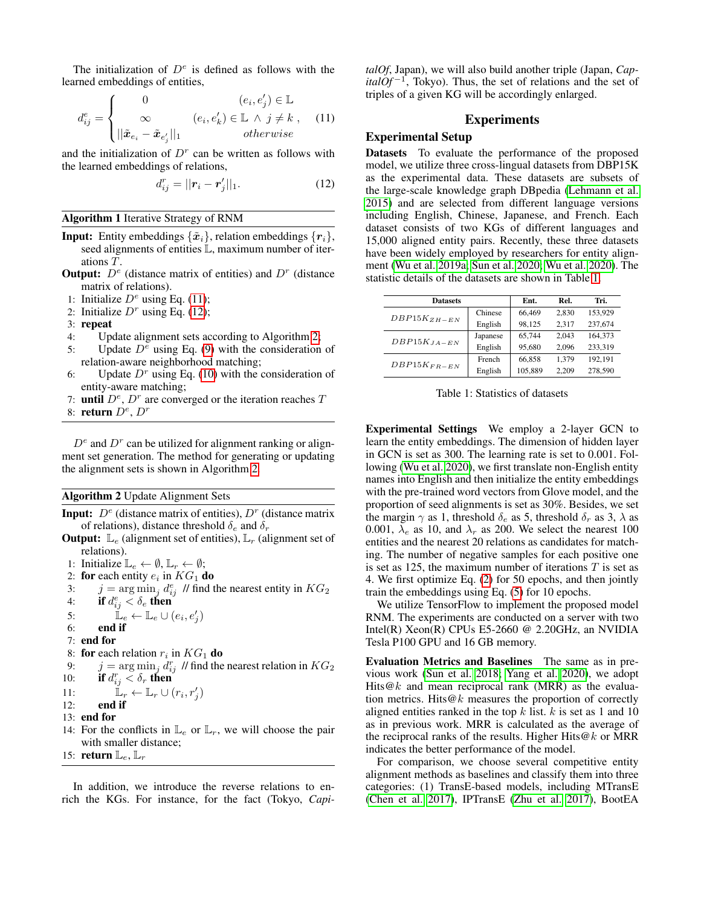The initialization of $D^e$ is defined as follows with the learned embeddings of entities,

$$d_{ij}^e = \begin{cases} 0 & (e_i, e_j') \in \mathbb{L} \\ \infty & (e_i, e_k') \in \mathbb{L} \wedge j \neq k \\ ||\tilde{\boldsymbol{x}}_{e_i} - \tilde{\boldsymbol{x}}_{e_j'}||_1 & otherwise \end{cases}, \quad (11)$$

and the initialization of $D^r$ can be written as follows with the learned embeddings of relations,

$$d_{ij}^r = ||\boldsymbol{r}_i - \boldsymbol{r}_j'||_1. \quad (12)$$

**Algorithm 1** Iterative Strategy of RNM

**Input:** Entity embeddings $\{\tilde{\boldsymbol{x}}_i\}$, relation embeddings $\{\boldsymbol{r}_i\}$, seed alignments of entities $\mathbb{L}$, maximum number of iterations $T$.

**Output:** $D^e$ (distance matrix of entities) and $D^r$ (distance matrix of relations).

1: Initialize $D^e$ using Eq. (11);
2: Initialize $D^r$ using Eq. (12);
3: **repeat**
4: Update alignment sets according to Algorithm 2;
5: Update $D^e$ using Eq. (9) with the consideration of relation-aware neighborhood matching;
6: Update $D^r$ using Eq. (10) with the consideration of entity-aware matching;
7: **until** $D^e$, $D^r$ are converged or the iteration reaches $T$
8: **return** $D^e$, $D^r$

$D^e$ and $D^r$ can be utilized for alignment ranking or alignment set generation. The method for generating or updating the alignment sets is shown in Algorithm 2.

**Algorithm 2** Update Alignment Sets

**Input:** $D^e$ (distance matrix of entities), $D^r$ (distance matrix of relations), distance threshold $\delta_e$ and $\delta_r$

**Output:** $\mathbb{L}_e$ (alignment set of entities), $\mathbb{L}_r$ (alignment set of relations).

1: Initialize $\mathbb{L}_e \leftarrow \emptyset, \mathbb{L}_r \leftarrow \emptyset$;
2: **for** each entity $e_i$ in $KG_1$ **do**
3: $j = \arg\min_j d_{ij}^e$ // find the nearest entity in $KG_2$
4: **if** $d_{ij}^e < \delta_e$ **then**
5: $\mathbb{L}_e \leftarrow \mathbb{L}_e \cup (e_i, e_j')$
6: **end if**
7: **end for**
8: **for** each relation $r_i$ in $KG_1$ **do**
9: $j = \arg\min_j d_{ij}^r$ // find the nearest relation in $KG_2$
10: **if** $d_{ij}^r < \delta_r$ **then**
11: $\mathbb{L}_r \leftarrow \mathbb{L}_r \cup (r_i, r_j')$
12: **end if**
13: **end for**
14: For the conflicts in $\mathbb{L}_e$ or $\mathbb{L}_r$, we will choose the pair with smaller distance;
15: **return** $\mathbb{L}_e$, $\mathbb{L}_r$

In addition, we introduce the reverse relations to enrich the KGs. For instance, for the fact (Tokyo, *CapitalOf*, Japan), we will also build another triple (Japan, *CapitalOf*$^{-1}$, Tokyo). Thus, the set of relations and the set of triples of a given KG will be accordingly enlarged.

# Experiments

## Experimental Setup

**Datasets** To evaluate the performance of the proposed model, we utilize three cross-lingual datasets from DBP15K as the experimental data. These datasets are subsets of the large-scale knowledge graph DBpedia (Lehmann et al. 2015) and are selected from different language versions including English, Chinese, Japanese, and French. Each dataset consists of two KGs of different languages and 15,000 aligned entity pairs. Recently, these three datasets have been widely employed by researchers for entity alignment (Wu et al. 2019a; Sun et al. 2020; Wu et al. 2020). The statistic details of the datasets are shown in Table 1.

| Datasets | | Ent. | Rel. | Tri. |
|---|---|---|---|---|
| $DBP15K_{ZH-EN}$ | Chinese | 66,469 | 2,830 | 153,929 |
| | English | 98,125 | 2,317 | 237,674 |
| $DBP15K_{JA-EN}$ | Japanese | 65,744 | 2,043 | 164,373 |
| | English | 95,680 | 2,096 | 233,319 |
| $DBP15K_{FR-EN}$ | French | 66,858 | 1,379 | 192,191 |
| | English | 105,889 | 2,209 | 278,590 |

Table 1: Statistics of datasets

**Experimental Settings** We employ a 2-layer GCN to learn the entity embeddings. The dimension of hidden layer in GCN is set as 300. The learning rate is set to 0.001. Following (Wu et al. 2020), we first translate non-English entity names into English and then initialize the entity embeddings with the pre-trained word vectors from Glove model, and the proportion of seed alignments is set as 30%. Besides, we set the margin $\gamma$ as 1, threshold $\delta_e$ as 5, threshold $\delta_r$ as 3, $\lambda$ as 0.001, $\lambda_e$ as 10, and $\lambda_r$ as 200. We select the nearest 100 entities and the nearest 20 relations as candidates for matching. The number of negative samples for each positive one is set as 125, the maximum number of iterations $T$ is set as 4. We first optimize Eq. (2) for 50 epochs, and then jointly train the embeddings using Eq. (5) for 10 epochs.

We utilize TensorFlow to implement the proposed model RNM. The experiments are conducted on a server with two Intel(R) Xeon(R) CPUs E5-2660 @ 2.20GHz, an NVIDIA Tesla P100 GPU and 16 GB memory.

**Evaluation Metrics and Baselines** The same as in previous work (Sun et al. 2018; Yang et al. 2020), we adopt Hits@$k$ and mean reciprocal rank (MRR) as the evaluation metrics. Hits@$k$ measures the proportion of correctly aligned entities ranked in the top $k$ list. $k$ is set as 1 and 10 as in previous work. MRR is calculated as the average of the reciprocal ranks of the results. Higher Hits@$k$ or MRR indicates the better performance of the model.

For comparison, we choose several competitive entity alignment methods as baselines and classify them into three categories: (1) TransE-based models, including MTransE (Chen et al. 2017), IPTransE (Zhu et al. 2017), BootEA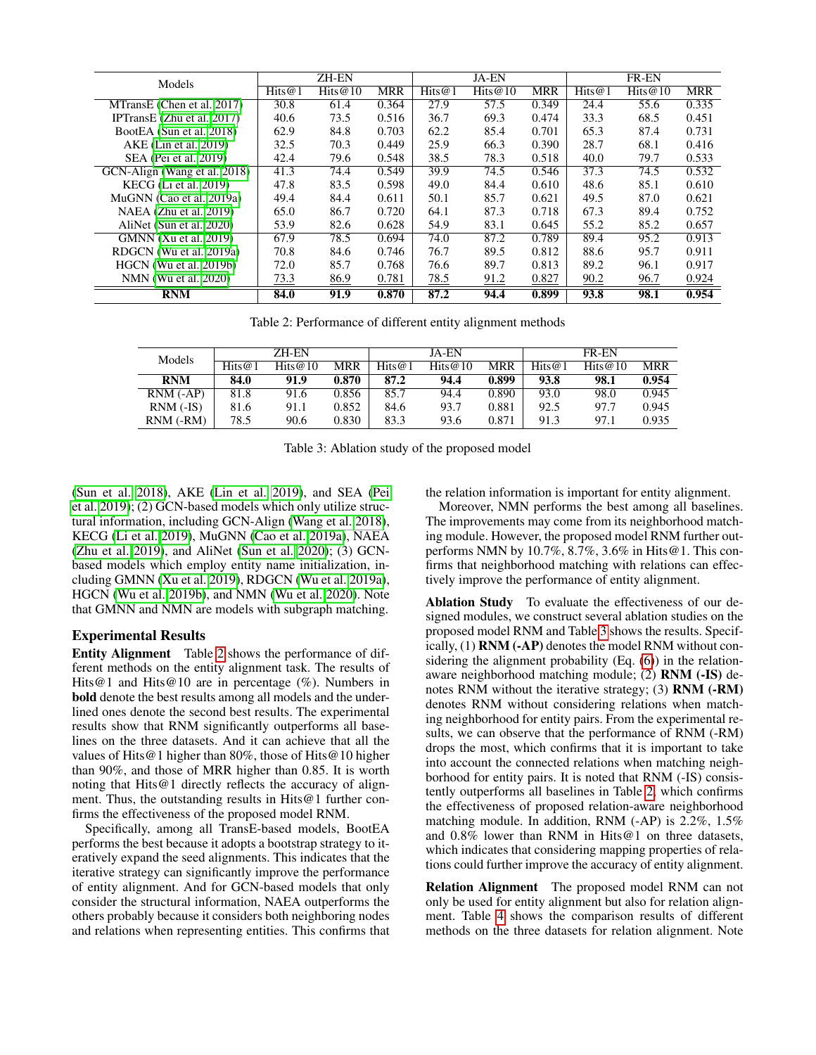| Models | ZH-EN | | | JA-EN | | | FR-EN | | |
|---|---|---|---|---|---|---|---|---|---|
| | Hits@1 | Hits@10 | MRR | Hits@1 | Hits@10 | MRR | Hits@1 | Hits@10 | MRR |
| MTransE (Chen et al. 2017) | 30.8 | 61.4 | 0.364 | 27.9 | 57.5 | 0.349 | 24.4 | 55.6 | 0.335 |
| IPTransE (Zhu et al. 2017) | 40.6 | 73.5 | 0.516 | 36.7 | 69.3 | 0.474 | 33.3 | 68.5 | 0.451 |
| BootEA (Sun et al. 2018) | 62.9 | 84.8 | 0.703 | 62.2 | 85.4 | 0.701 | 65.3 | 87.4 | 0.731 |
| AKE (Lin et al. 2019) | 32.5 | 70.3 | 0.449 | 25.9 | 66.3 | 0.390 | 28.7 | 68.1 | 0.416 |
| SEA (Pei et al. 2019) | 42.4 | 79.6 | 0.548 | 38.5 | 78.3 | 0.518 | 40.0 | 79.7 | 0.533 |
| GCN-Align (Wang et al. 2018) | 41.3 | 74.4 | 0.549 | 39.9 | 74.5 | 0.546 | 37.3 | 74.5 | 0.532 |
| KECG (Li et al. 2019) | 47.8 | 83.5 | 0.598 | 49.0 | 84.4 | 0.610 | 48.6 | 85.1 | 0.610 |
| MuGNN (Cao et al. 2019a) | 49.4 | 84.4 | 0.611 | 50.1 | 85.7 | 0.621 | 49.5 | 87.0 | 0.621 |
| NAEA (Zhu et al. 2019) | 65.0 | 86.7 | 0.720 | 64.1 | 87.3 | 0.718 | 67.3 | 89.4 | 0.752 |
| AliNet (Sun et al. 2020) | 53.9 | 82.6 | 0.628 | 54.9 | 83.1 | 0.645 | 55.2 | 85.2 | 0.657 |
| GMNN (Xu et al. 2019) | 67.9 | 78.5 | 0.694 | 74.0 | 87.2 | 0.789 | 89.4 | 95.2 | 0.913 |
| RDGCN (Wu et al. 2019a) | 70.8 | 84.6 | 0.746 | 76.7 | 89.5 | 0.812 | 88.6 | 95.7 | 0.911 |
| HGCN (Wu et al. 2019b) | 72.0 | 85.7 | 0.768 | 76.6 | 89.7 | 0.813 | 89.2 | 96.1 | 0.917 |
| NMN (Wu et al. 2020) | <u>73.3</u> | <u>86.9</u> | <u>0.781</u> | <u>78.5</u> | <u>91.2</u> | <u>0.827</u> | <u>90.2</u> | <u>96.7</u> | <u>0.924</u> |
| **RNM** | **84.0** | **91.9** | **0.870** | **87.2** | **94.4** | **0.899** | **93.8** | **98.1** | **0.954** |

Table 2: Performance of different entity alignment methods

| Models | ZH-EN | | | JA-EN | | | FR-EN | | |
|---|---|---|---|---|---|---|---|---|---|
| | Hits@1 | Hits@10 | MRR | Hits@1 | Hits@10 | MRR | Hits@1 | Hits@10 | MRR |
| **RNM** | **84.0** | **91.9** | **0.870** | **87.2** | **94.4** | **0.899** | **93.8** | **98.1** | **0.954** |
| RNM (-AP) | 81.8 | 91.6 | 0.856 | 85.7 | 94.4 | 0.890 | 93.0 | 98.0 | 0.945 |
| RNM (-IS) | 81.6 | 91.1 | 0.852 | 84.6 | 93.7 | 0.881 | 92.5 | 97.7 | 0.945 |
| RNM (-RM) | 78.5 | 90.6 | 0.830 | 83.3 | 93.6 | 0.871 | 91.3 | 97.1 | 0.935 |

Table 3: Ablation study of the proposed model

(Sun et al. 2018), AKE (Lin et al. 2019), and SEA (Pei et al. 2019); (2) GCN-based models which only utilize structural information, including GCN-Align (Wang et al. 2018), KECG (Li et al. 2019), MuGNN (Cao et al. 2019a), NAEA (Zhu et al. 2019), and AliNet (Sun et al. 2020); (3) GCN-based models which employ entity name initialization, including GMNN (Xu et al. 2019), RDGCN (Wu et al. 2019a), HGCN (Wu et al. 2019b), and NMN (Wu et al. 2020). Note that GMNN and NMN are models with subgraph matching.

### Experimental Results

**Entity Alignment** Table 2 shows the performance of different methods on the entity alignment task. The results of Hits@1 and Hits@10 are in percentage (%). Numbers in **bold** denote the best results among all models and the underlined ones denote the second best results. The experimental results show that RNM significantly outperforms all baselines on the three datasets. And it can achieve that all the values of Hits@1 higher than 80%, those of Hits@10 higher than 90%, and those of MRR higher than 0.85. It is worth noting that Hits@1 directly reflects the accuracy of alignment. Thus, the outstanding results in Hits@1 further confirms the effectiveness of the proposed model RNM.

Specifically, among all TransE-based models, BootEA performs the best because it adopts a bootstrap strategy to iteratively expand the seed alignments. This indicates that the iterative strategy can significantly improve the performance of entity alignment. And for GCN-based models that only consider the structural information, NAEA outperforms the others probably because it considers both neighboring nodes and relations when representing entities. This confirms that the relation information is important for entity alignment.

Moreover, NMN performs the best among all baselines. The improvements may come from its neighborhood matching module. However, the proposed model RNM further outperforms NMN by 10.7%, 8.7%, 3.6% in Hits@1. This confirms that neighborhood matching with relations can effectively improve the performance of entity alignment.

**Ablation Study** To evaluate the effectiveness of our designed modules, we construct several ablation studies on the proposed model RNM and Table 3 shows the results. Specifically, (1) **RNM (-AP)** denotes the model RNM without considering the alignment probability (Eq. (6)) in the relation-aware neighborhood matching module; (2) **RNM (-IS)** denotes RNM without the iterative strategy; (3) **RNM (-RM)** denotes RNM without considering relations when matching neighborhood for entity pairs. From the experimental results, we can observe that the performance of RNM (-RM) drops the most, which confirms that it is important to take into account the connected relations when matching neighborhood for entity pairs. It is noted that RNM (-IS) consistently outperforms all baselines in Table 2, which confirms the effectiveness of proposed relation-aware neighborhood matching module. In addition, RNM (-AP) is 2.2%, 1.5% and 0.8% lower than RNM in Hits@1 on three datasets, which indicates that considering mapping properties of relations could further improve the accuracy of entity alignment.

**Relation Alignment** The proposed model RNM can not only be used for entity alignment but also for relation alignment. Table 4 shows the comparison results of different methods on the three datasets for relation alignment. Note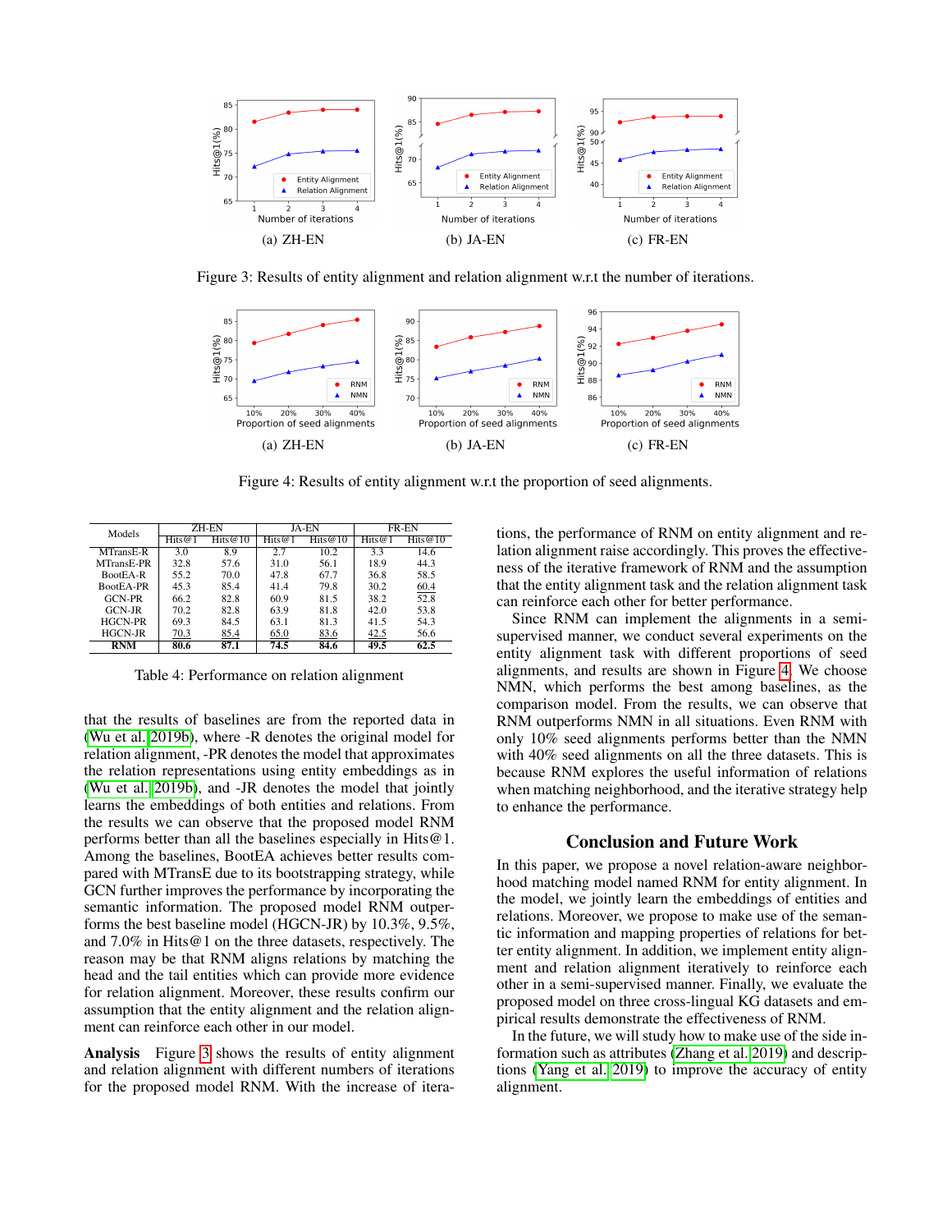Figure 3: Results of entity alignment and relation alignment w.r.t the number of iterations.

Figure 4: Results of entity alignment w.r.t the proportion of seed alignments.

| Models | ZH-EN | | JA-EN | | FR-EN | |
|---|---|---|---|---|---|---|
| | Hits@1 | Hits@10 | Hits@1 | Hits@10 | Hits@1 | Hits@10 |
| MTransE-R | 3.0 | 8.9 | 2.7 | 10.2 | 3.3 | 14.6 |
| MTransE-PR | 32.8 | 57.6 | 31.0 | 56.1 | 18.9 | 44.3 |
| BootEA-R | 55.2 | 70.0 | 47.8 | 67.7 | 36.8 | 58.5 |
| BootEA-PR | 45.3 | 85.4 | 41.4 | 79.8 | 30.2 | 60.4 |
| GCN-PR | 66.2 | 82.8 | 60.9 | 81.5 | 38.2 | 52.8 |
| GCN-JR | 70.2 | 82.8 | 63.9 | 81.8 | 42.0 | 53.8 |
| HGCN-PR | 69.3 | 84.5 | 63.1 | 81.3 | 41.5 | 54.3 |
| HGCN-JR | 70.3 | 85.4 | 65.0 | 83.6 | 42.5 | 56.6 |
| **RNM** | **80.6** | **87.1** | **74.5** | **84.6** | **49.5** | **62.5** |

Table 4: Performance on relation alignment

that the results of baselines are from the reported data in (Wu et al. 2019b), where -R denotes the original model for relation alignment, -PR denotes the model that approximates the relation representations using entity embeddings as in (Wu et al. 2019b), and -JR denotes the model that jointly learns the embeddings of both entities and relations. From the results we can observe that the proposed model RNM performs better than all the baselines especially in Hits@1. Among the baselines, BootEA achieves better results compared with MTransE due to its bootstrapping strategy, while GCN further improves the performance by incorporating the semantic information. The proposed model RNM outperforms the best baseline model (HGCN-JR) by 10.3%, 9.5%, and 7.0% in Hits@1 on the three datasets, respectively. The reason may be that RNM aligns relations by matching the head and the tail entities which can provide more evidence for relation alignment. Moreover, these results confirm our assumption that the entity alignment and the relation alignment can reinforce each other in our model.

**Analysis** Figure 3 shows the results of entity alignment and relation alignment with different numbers of iterations for the proposed model RNM. With the increase of iterations, the performance of RNM on entity alignment and relation alignment raise accordingly. This proves the effectiveness of the iterative framework of RNM and the assumption that the entity alignment task and the relation alignment task can reinforce each other for better performance.

Since RNM can implement the alignments in a semi-supervised manner, we conduct several experiments on the entity alignment task with different proportions of seed alignments, and results are shown in Figure 4. We choose NMN, which performs the best among baselines, as the comparison model. From the results, we can observe that RNM outperforms NMN in all situations. Even RNM with only 10% seed alignments performs better than the NMN with 40% seed alignments on all the three datasets. This is because RNM explores the useful information of relations when matching neighborhood, and the iterative strategy help to enhance the performance.

## Conclusion and Future Work

In this paper, we propose a novel relation-aware neighborhood matching model named RNM for entity alignment. In the model, we jointly learn the embeddings of entities and relations. Moreover, we propose to make use of the semantic information and mapping properties of relations for better entity alignment. In addition, we implement entity alignment and relation alignment iteratively to reinforce each other in a semi-supervised manner. Finally, we evaluate the proposed model on three cross-lingual KG datasets and empirical results demonstrate the effectiveness of RNM.

In the future, we will study how to make use of the side information such as attributes (Zhang et al. 2019) and descriptions (Yang et al. 2019) to improve the accuracy of entity alignment.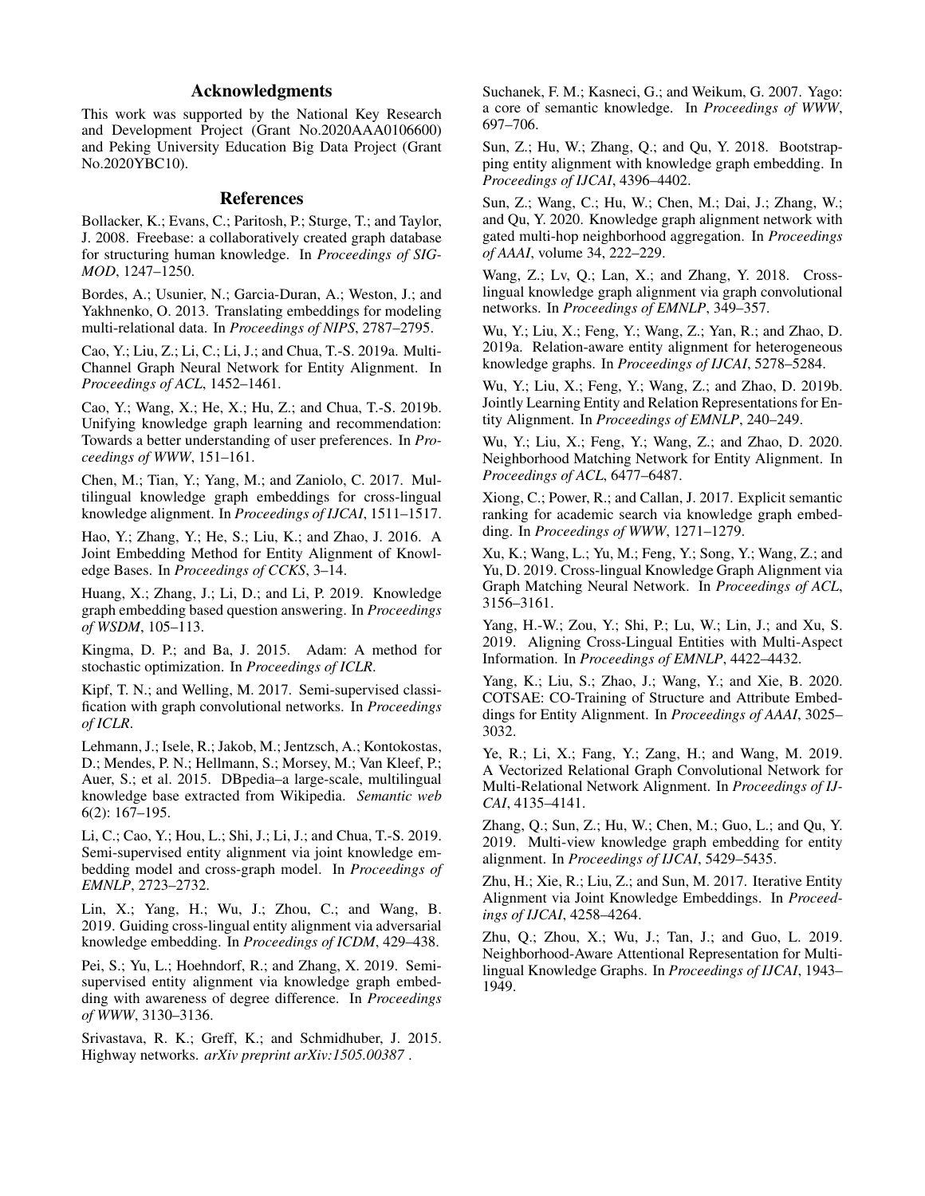## Acknowledgments

This work was supported by the National Key Research and Development Project (Grant No.2020AAA0106600) and Peking University Education Big Data Project (Grant No.2020YBC10).

## References

Bollacker, K.; Evans, C.; Paritosh, P.; Sturge, T.; and Taylor, J. 2008. Freebase: a collaboratively created graph database for structuring human knowledge. In *Proceedings of SIGMOD*, 1247–1250.

Bordes, A.; Usunier, N.; Garcia-Duran, A.; Weston, J.; and Yakhnenko, O. 2013. Translating embeddings for modeling multi-relational data. In *Proceedings of NIPS*, 2787–2795.

Cao, Y.; Liu, Z.; Li, C.; Li, J.; and Chua, T.-S. 2019a. Multi-Channel Graph Neural Network for Entity Alignment. In *Proceedings of ACL*, 1452–1461.

Cao, Y.; Wang, X.; He, X.; Hu, Z.; and Chua, T.-S. 2019b. Unifying knowledge graph learning and recommendation: Towards a better understanding of user preferences. In *Proceedings of WWW*, 151–161.

Chen, M.; Tian, Y.; Yang, M.; and Zaniolo, C. 2017. Multilingual knowledge graph embeddings for cross-lingual knowledge alignment. In *Proceedings of IJCAI*, 1511–1517.

Hao, Y.; Zhang, Y.; He, S.; Liu, K.; and Zhao, J. 2016. A Joint Embedding Method for Entity Alignment of Knowledge Bases. In *Proceedings of CCKS*, 3–14.

Huang, X.; Zhang, J.; Li, D.; and Li, P. 2019. Knowledge graph embedding based question answering. In *Proceedings of WSDM*, 105–113.

Kingma, D. P.; and Ba, J. 2015. Adam: A method for stochastic optimization. In *Proceedings of ICLR*.

Kipf, T. N.; and Welling, M. 2017. Semi-supervised classification with graph convolutional networks. In *Proceedings of ICLR*.

Lehmann, J.; Isele, R.; Jakob, M.; Jentzsch, A.; Kontokostas, D.; Mendes, P. N.; Hellmann, S.; Morsey, M.; Van Kleef, P.; Auer, S.; et al. 2015. DBpedia–a large-scale, multilingual knowledge base extracted from Wikipedia. *Semantic web* 6(2): 167–195.

Li, C.; Cao, Y.; Hou, L.; Shi, J.; Li, J.; and Chua, T.-S. 2019. Semi-supervised entity alignment via joint knowledge embedding model and cross-graph model. In *Proceedings of EMNLP*, 2723–2732.

Lin, X.; Yang, H.; Wu, J.; Zhou, C.; and Wang, B. 2019. Guiding cross-lingual entity alignment via adversarial knowledge embedding. In *Proceedings of ICDM*, 429–438.

Pei, S.; Yu, L.; Hoehndorf, R.; and Zhang, X. 2019. Semi-supervised entity alignment via knowledge graph embedding with awareness of degree difference. In *Proceedings of WWW*, 3130–3136.

Srivastava, R. K.; Greff, K.; and Schmidhuber, J. 2015. Highway networks. *arXiv preprint arXiv:1505.00387* .

Suchanek, F. M.; Kasneci, G.; and Weikum, G. 2007. Yago: a core of semantic knowledge. In *Proceedings of WWW*, 697–706.

Sun, Z.; Hu, W.; Zhang, Q.; and Qu, Y. 2018. Bootstrapping entity alignment with knowledge graph embedding. In *Proceedings of IJCAI*, 4396–4402.

Sun, Z.; Wang, C.; Hu, W.; Chen, M.; Dai, J.; Zhang, W.; and Qu, Y. 2020. Knowledge graph alignment network with gated multi-hop neighborhood aggregation. In *Proceedings of AAAI*, volume 34, 222–229.

Wang, Z.; Lv, Q.; Lan, X.; and Zhang, Y. 2018. Cross-lingual knowledge graph alignment via graph convolutional networks. In *Proceedings of EMNLP*, 349–357.

Wu, Y.; Liu, X.; Feng, Y.; Wang, Z.; Yan, R.; and Zhao, D. 2019a. Relation-aware entity alignment for heterogeneous knowledge graphs. In *Proceedings of IJCAI*, 5278–5284.

Wu, Y.; Liu, X.; Feng, Y.; Wang, Z.; and Zhao, D. 2019b. Jointly Learning Entity and Relation Representations for Entity Alignment. In *Proceedings of EMNLP*, 240–249.

Wu, Y.; Liu, X.; Feng, Y.; Wang, Z.; and Zhao, D. 2020. Neighborhood Matching Network for Entity Alignment. In *Proceedings of ACL*, 6477–6487.

Xiong, C.; Power, R.; and Callan, J. 2017. Explicit semantic ranking for academic search via knowledge graph embedding. In *Proceedings of WWW*, 1271–1279.

Xu, K.; Wang, L.; Yu, M.; Feng, Y.; Song, Y.; Wang, Z.; and Yu, D. 2019. Cross-lingual Knowledge Graph Alignment via Graph Matching Neural Network. In *Proceedings of ACL*, 3156–3161.

Yang, H.-W.; Zou, Y.; Shi, P.; Lu, W.; Lin, J.; and Xu, S. 2019. Aligning Cross-Lingual Entities with Multi-Aspect Information. In *Proceedings of EMNLP*, 4422–4432.

Yang, K.; Liu, S.; Zhao, J.; Wang, Y.; and Xie, B. 2020. COTSAE: CO-Training of Structure and Attribute Embeddings for Entity Alignment. In *Proceedings of AAAI*, 3025–3032.

Ye, R.; Li, X.; Fang, Y.; Zang, H.; and Wang, M. 2019. A Vectorized Relational Graph Convolutional Network for Multi-Relational Network Alignment. In *Proceedings of IJCAI*, 4135–4141.

Zhang, Q.; Sun, Z.; Hu, W.; Chen, M.; Guo, L.; and Qu, Y. 2019. Multi-view knowledge graph embedding for entity alignment. In *Proceedings of IJCAI*, 5429–5435.

Zhu, H.; Xie, R.; Liu, Z.; and Sun, M. 2017. Iterative Entity Alignment via Joint Knowledge Embeddings. In *Proceedings of IJCAI*, 4258–4264.

Zhu, Q.; Zhou, X.; Wu, J.; Tan, J.; and Guo, L. 2019. Neighborhood-Aware Attentional Representation for Multilingual Knowledge Graphs. In *Proceedings of IJCAI*, 1943–1949.